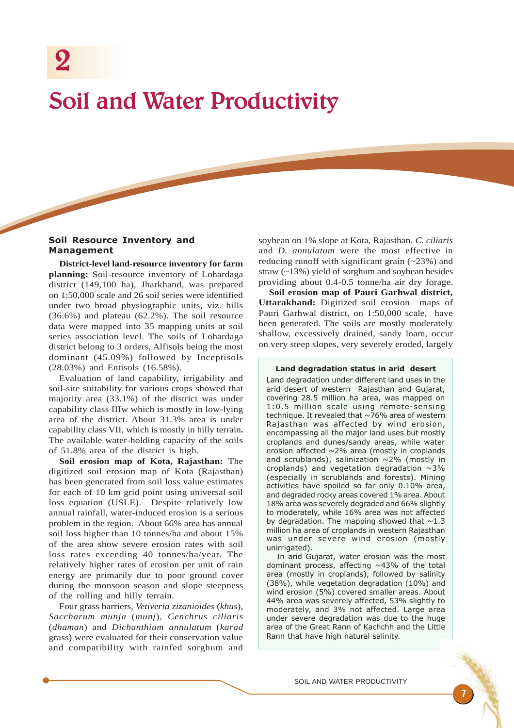# 2

# Soil and Water Productivity

## Soil Resource Inventory and Management

**District-level land-resource inventory for farm planning:** Soil-resource inventory of Lohardaga district (149,100 ha), Jharkhand, was prepared on 1:50,000 scale and 26 soil series were identified under two broad physiographic units, viz. hills (36.6%) and plateau (62.2%). The soil resource data were mapped into 35 mapping units at soil series association level. The soils of Lohardaga district belong to 3 orders, Alfisols being the most dominant (45.09%) followed by Inceptisols (28.03%) and Entisols (16.58%).

Evaluation of land capability, irrigability and soil-site suitability for various crops showed that majority area (33.1%) of the district was under capability class IIIw which is mostly in low-lying area of the district. About 31.3% area is under capability class VII, which is mostly in hilly terrain**.** The available water-holding capacity of the soils of 51.8% area of the district is high.

**Soil erosion map of Kota, Rajasthan:** The digitized soil erosion map of Kota (Rajasthan) has been generated from soil loss value estimates for each of 10 km grid point using universal soil loss equation (USLE). Despite relatively low annual rainfall, water-induced erosion is a serious problem in the region. About 66% area has annual soil loss higher than 10 tonnes/ha and about 15% of the area show severe erosion rates with soil loss rates exceeding 40 tonnes/ha/year. The relatively higher rates of erosion per unit of rain energy are primarily due to poor ground cover during the monsoon season and slope steepness of the rolling and hilly terrain.

Four grass barriers, *Vetiveria zizanioides* (*khus*), *Saccharum munja* (*munj*), *Cenchrus ciliaris* (*dhaman*) and *Dichanthium annulatum* (*karad* grass) were evaluated for their conservation value and compatibility with rainfed sorghum and soybean on 1% slope at Kota, Rajasthan. *C. ciliaris* and *D. annulatum* were the most effective in reducing runoff with significant grain (~23%) and straw (~13%) yield of sorghum and soybean besides providing about 0.4-0.5 tonne/ha air dry forage.

**Soil erosion map of Pauri Garhwal district, Uttarakhand:** Digitized soil erosion maps of Pauri Garhwal district, on 1:50,000 scale, have been generated. The soils are mostly moderately shallow, excessively drained, sandy loam, occur on very steep slopes, very severely eroded, largely

> **Land degradation status in arid desert**
>
> Land degradation under different land uses in the arid desert of western Rajasthan and Gujarat, covering 28.5 million ha area, was mapped on 1:0.5 million scale using remote-sensing technique. It revealed that ~76% area of western Rajasthan was affected by wind erosion, encompassing all the major land uses but mostly croplands and dunes/sandy areas, while water erosion affected ~2% area (mostly in croplands and scrublands), salinization ~2% (mostly in croplands) and vegetation degradation ~3% (especially in scrublands and forests). Mining activities have spoiled so far only 0.10% area, and degraded rocky areas covered 1% area. About 18% area was severely degraded and 66% slightly to moderately, while 16% area was not affected by degradation. The mapping showed that ~1.3 million ha area of croplands in western Rajasthan was under severe wind erosion (mostly unirrigated).
>
> In arid Gujarat, water erosion was the most dominant process, affecting ~43% of the total area (mostly in croplands), followed by salinity (38%), while vegetation degradation (10%) and wind erosion (5%) covered smaller areas. About 44% area was severely affected, 53% slightly to moderately, and 3% not affected. Large area under severe degradation was due to the huge area of the Great Rann of Kachchh and the Little Rann that have high natural salinity.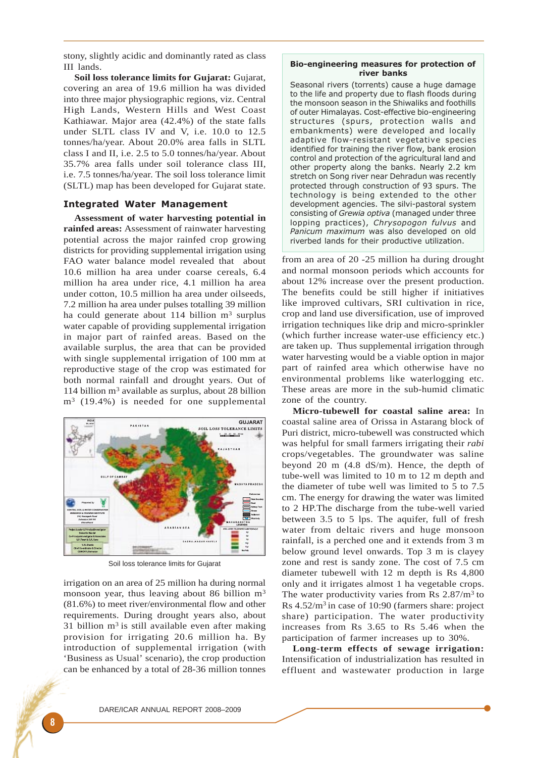stony, slightly acidic and dominantly rated as class III lands.

**Soil loss tolerance limits for Gujarat:** Gujarat, covering an area of 19.6 million ha was divided into three major physiographic regions, viz. Central High Lands, Western Hills and West Coast Kathiawar. Major area (42.4%) of the state falls under SLTL class IV and V, i.e. 10.0 to 12.5 tonnes/ha/year. About 20.0% area falls in SLTL class I and II, i.e. 2.5 to 5.0 tonnes/ha/year. About 35.7% area falls under soil tolerance class III, i.e. 7.5 tonnes/ha/year. The soil loss tolerance limit (SLTL) map has been developed for Gujarat state.

## Integrated Water Management

**Assessment of water harvesting potential in rainfed areas:** Assessment of rainwater harvesting potential across the major rainfed crop growing districts for providing supplemental irrigation using FAO water balance model revealed that about 10.6 million ha area under coarse cereals, 6.4 million ha area under rice, 4.1 million ha area under cotton, 10.5 million ha area under oilseeds, 7.2 million ha area under pulses totalling 39 million ha could generate about 114 billion $m^3$ surplus water capable of providing supplemental irrigation in major part of rainfed areas. Based on the available surplus, the area that can be provided with single supplemental irrigation of 100 mm at reproductive stage of the crop was estimated for both normal rainfall and drought years. Out of 114 billion $m^3$ available as surplus, about 28 billion $m^3$ (19.4%) is needed for one supplemental irrigation on an area of 25 million ha during normal monsoon year, thus leaving about 86 billion $m^3$ (81.6%) to meet river/environmental flow and other requirements. During drought years also, about 31 billion $m^3$ is still available even after making provision for irrigating 20.6 million ha. By introduction of supplemental irrigation (with 'Business as Usual' scenario), the crop production can be enhanced by a total of 28-36 million tonnes from an area of 20 -25 million ha during drought and normal monsoon periods which accounts for about 12% increase over the present production. The benefits could be still higher if initiatives like improved cultivars, SRI cultivation in rice, crop and land use diversification, use of improved irrigation techniques like drip and micro-sprinkler (which further increase water-use efficiency etc.) are taken up. Thus supplemental irrigation through water harvesting would be a viable option in major part of rainfed area which otherwise have no environmental problems like waterlogging etc. These areas are more in the sub-humid climatic zone of the country.

Soil loss tolerance limits for Gujarat

**Bio-engineering measures for protection of river banks**

Seasonal rivers (torrents) cause a huge damage to the life and property due to flash floods during the monsoon season in the Shiwaliks and foothills of outer Himalayas. Cost-effective bio-engineering structures (spurs, protection walls and embankments) were developed and locally adaptive flow-resistant vegetative species identified for training the river flow, bank erosion control and protection of the agricultural land and other property along the banks. Nearly 2.2 km stretch on Song river near Dehradun was recently protected through construction of 93 spurs. The technology is being extended to the other development agencies. The silvi-pastoral system consisting of *Grewia optiva* (managed under three lopping practices), *Chrysopogon fulvus* and *Panicum maximum* was also developed on old riverbed lands for their productive utilization.

**Micro-tubewell for coastal saline area:** In coastal saline area of Orissa in Astarang block of Puri district, micro-tubewell was constructed which was helpful for small farmers irrigating their *rabi* crops/vegetables. The groundwater was saline beyond 20 m (4.8 dS/m). Hence, the depth of tube-well was limited to 10 m to 12 m depth and the diameter of tube well was limited to 5 to 7.5 cm. The energy for drawing the water was limited to 2 HP.The discharge from the tube-well varied between 3.5 to 5 lps. The aquifer, full of fresh water from deltaic rivers and huge monsoon rainfall, is a perched one and it extends from 3 m below ground level onwards. Top 3 m is clayey zone and rest is sandy zone. The cost of 7.5 cm diameter tubewell with 12 m depth is Rs 4,800 only and it irrigates almost 1 ha vegetable crops. The water productivity varies from Rs 2.87/$m^3$ to Rs 4.52/$m^3$ in case of 10:90 (farmers share: project share) participation. The water productivity increases from Rs 3.65 to Rs 5.46 when the participation of farmer increases up to 30%.

**Long-term effects of sewage irrigation:** Intensification of industrialization has resulted in effluent and wastewater production in large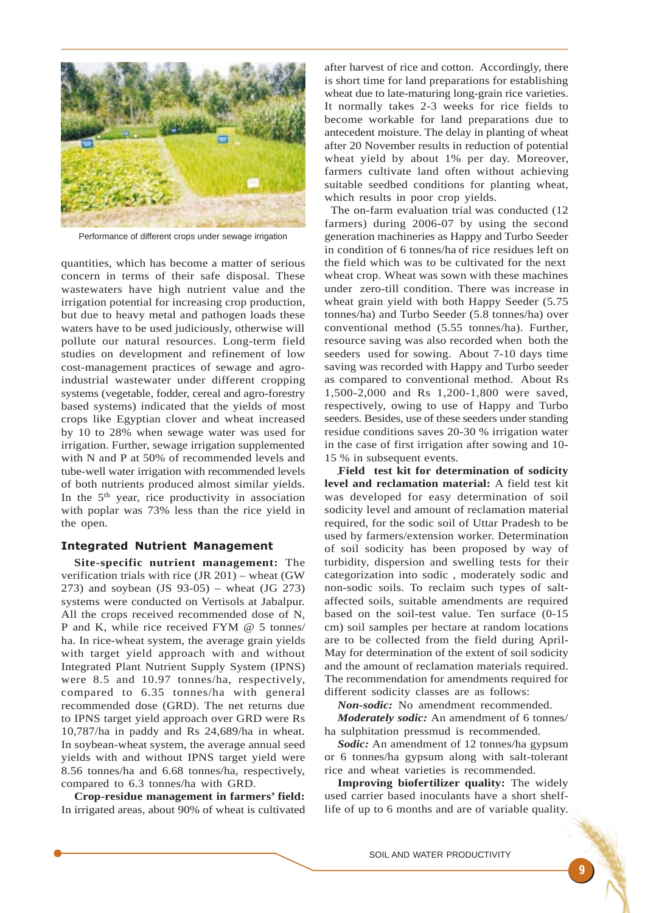Performance of different crops under sewage irrigation

quantities, which has become a matter of serious concern in terms of their safe disposal. These wastewaters have high nutrient value and the irrigation potential for increasing crop production, but due to heavy metal and pathogen loads these waters have to be used judiciously, otherwise will pollute our natural resources. Long-term field studies on development and refinement of low cost-management practices of sewage and agro-industrial wastewater under different cropping systems (vegetable, fodder, cereal and agro-forestry based systems) indicated that the yields of most crops like Egyptian clover and wheat increased by 10 to 28% when sewage water was used for irrigation. Further, sewage irrigation supplemented with N and P at 50% of recommended levels and tube-well water irrigation with recommended levels of both nutrients produced almost similar yields. In the 5th year, rice productivity in association with poplar was 73% less than the rice yield in the open.

### Integrated Nutrient Management

**Site-specific nutrient management:** The verification trials with rice (JR 201) – wheat (GW 273) and soybean (JS 93-05) – wheat (JG 273) systems were conducted on Vertisols at Jabalpur. All the crops received recommended dose of N, P and K, while rice received FYM @ 5 tonnes/ha. In rice-wheat system, the average grain yields with target yield approach with and without Integrated Plant Nutrient Supply System (IPNS) were 8.5 and 10.97 tonnes/ha, respectively, compared to 6.35 tonnes/ha with general recommended dose (GRD). The net returns due to IPNS target yield approach over GRD were Rs 10,787/ha in paddy and Rs 24,689/ha in wheat. In soybean-wheat system, the average annual seed yields with and without IPNS target yield were 8.56 tonnes/ha and 6.68 tonnes/ha, respectively, compared to 6.3 tonnes/ha with GRD.

**Crop-residue management in farmers' field:** In irrigated areas, about 90% of wheat is cultivated after harvest of rice and cotton. Accordingly, there is short time for land preparations for establishing wheat due to late-maturing long-grain rice varieties. It normally takes 2-3 weeks for rice fields to become workable for land preparations due to antecedent moisture. The delay in planting of wheat after 20 November results in reduction of potential wheat yield by about 1% per day. Moreover, farmers cultivate land often without achieving suitable seedbed conditions for planting wheat, which results in poor crop yields.

The on-farm evaluation trial was conducted (12 farmers) during 2006-07 by using the second generation machineries as Happy and Turbo Seeder in condition of 6 tonnes/ha of rice residues left on the field which was to be cultivated for the next wheat crop. Wheat was sown with these machines under zero-till condition. There was increase in wheat grain yield with both Happy Seeder (5.75 tonnes/ha) and Turbo Seeder (5.8 tonnes/ha) over conventional method (5.55 tonnes/ha). Further, resource saving was also recorded when both the seeders used for sowing. About 7-10 days time saving was recorded with Happy and Turbo seeder as compared to conventional method. About Rs 1,500-2,000 and Rs 1,200-1,800 were saved, respectively, owing to use of Happy and Turbo seeders. Besides, use of these seeders under standing residue conditions saves 20-30 % irrigation water in the case of first irrigation after sowing and 10-15 % in subsequent events.

**Field test kit for determination of sodicity level and reclamation material:** A field test kit was developed for easy determination of soil sodicity level and amount of reclamation material required, for the sodic soil of Uttar Pradesh to be used by farmers/extension worker. Determination of soil sodicity has been proposed by way of turbidity, dispersion and swelling tests for their categorization into sodic , moderately sodic and non-sodic soils. To reclaim such types of salt-affected soils, suitable amendments are required based on the soil-test value. Ten surface (0-15 cm) soil samples per hectare at random locations are to be collected from the field during April-May for determination of the extent of soil sodicity and the amount of reclamation materials required. The recommendation for amendments required for different sodicity classes are as follows:

***Non-sodic:*** No amendment recommended.

***Moderately sodic:*** An amendment of 6 tonnes/ha sulphitation pressmud is recommended.

***Sodic:*** An amendment of 12 tonnes/ha gypsum or 6 tonnes/ha gypsum along with salt-tolerant rice and wheat varieties is recommended.

**Improving biofertilizer quality:** The widely used carrier based inoculants have a short shelf-life of up to 6 months and are of variable quality.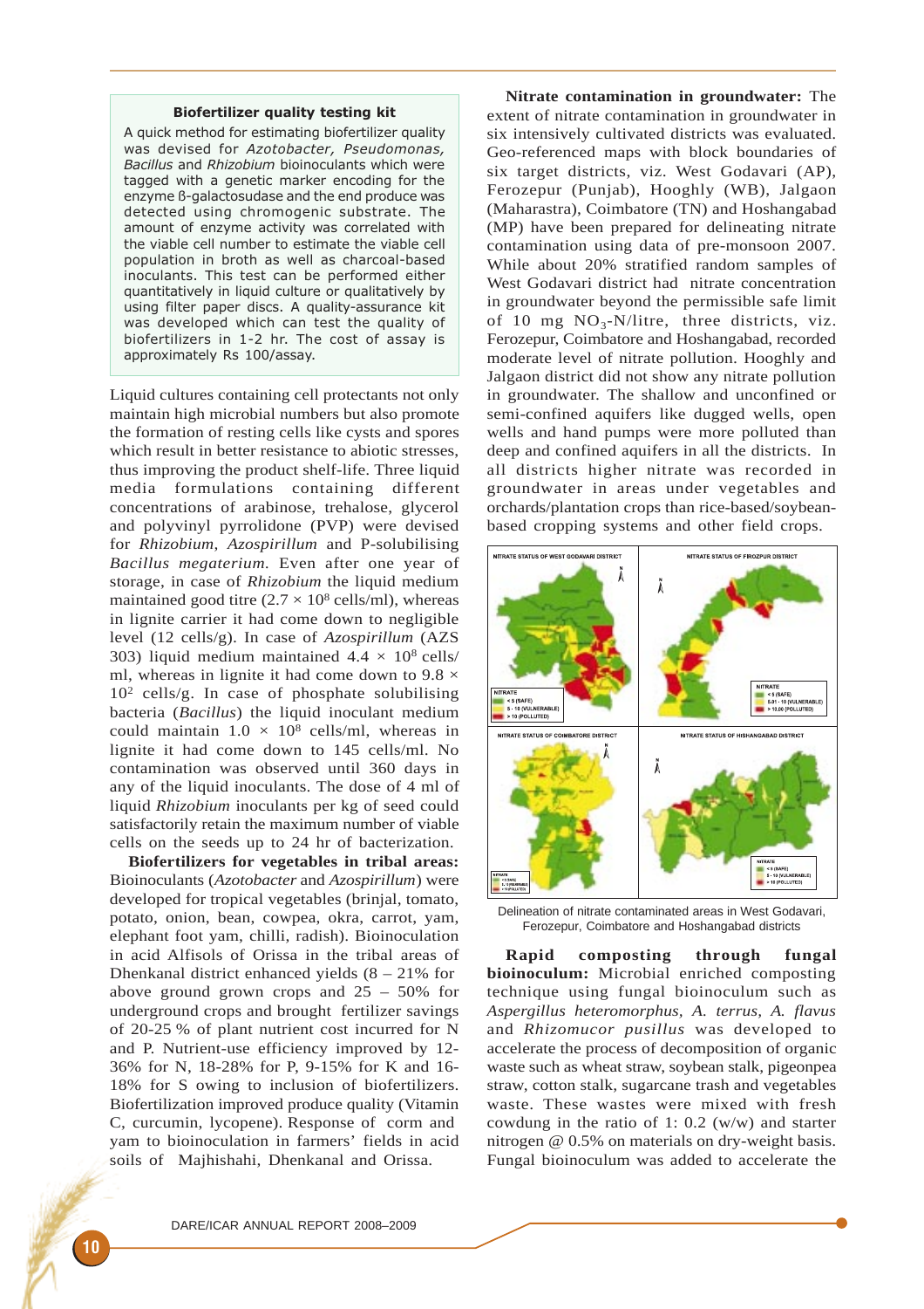## Biofertilizer quality testing kit

A quick method for estimating biofertilizer quality was devised for *Azotobacter, Pseudomonas, Bacillus* and *Rhizobium* bioinoculants which were tagged with a genetic marker encoding for the enzyme ß-galactosudase and the end produce was detected using chromogenic substrate. The amount of enzyme activity was correlated with the viable cell number to estimate the viable cell population in broth as well as charcoal-based inoculants. This test can be performed either quantitatively in liquid culture or qualitatively by using filter paper discs. A quality-assurance kit was developed which can test the quality of biofertilizers in 1-2 hr. The cost of assay is approximately Rs 100/assay.

Liquid cultures containing cell protectants not only maintain high microbial numbers but also promote the formation of resting cells like cysts and spores which result in better resistance to abiotic stresses, thus improving the product shelf-life. Three liquid media formulations containing different concentrations of arabinose, trehalose, glycerol and polyvinyl pyrrolidone (PVP) were devised for *Rhizobium, Azospirillum* and P-solubilising *Bacillus megaterium.* Even after one year of storage, in case of *Rhizobium* the liquid medium maintained good titre ($2.7 \times 10^8$ cells/ml), whereas in lignite carrier it had come down to negligible level (12 cells/g). In case of *Azospirillum* (AZS 303) liquid medium maintained $4.4 \times 10^8$ cells/ ml, whereas in lignite it had come down to $9.8 \times 10^2$ cells/g. In case of phosphate solubilising bacteria (*Bacillus*) the liquid inoculant medium could maintain $1.0 \times 10^8$ cells/ml, whereas in lignite it had come down to 145 cells/ml. No contamination was observed until 360 days in any of the liquid inoculants. The dose of 4 ml of liquid *Rhizobium* inoculants per kg of seed could satisfactorily retain the maximum number of viable cells on the seeds up to 24 hr of bacterization.

**Biofertilizers for vegetables in tribal areas:** Bioinoculants (*Azotobacter* and *Azospirillum*) were developed for tropical vegetables (brinjal, tomato, potato, onion, bean, cowpea, okra, carrot, yam, elephant foot yam, chilli, radish). Bioinoculation in acid Alfisols of Orissa in the tribal areas of Dhenkanal district enhanced yields (8 – 21% for above ground grown crops and 25 – 50% for underground crops and brought fertilizer savings of 20-25 % of plant nutrient cost incurred for N and P. Nutrient-use efficiency improved by 12-36% for N, 18-28% for P, 9-15% for K and 16-18% for S owing to inclusion of biofertilizers. Biofertilization improved produce quality (Vitamin C, curcumin, lycopene). Response of corm and yam to bioinoculation in farmers' fields in acid soils of Majhishahi, Dhenkanal and Orissa.

**Nitrate contamination in groundwater:** The extent of nitrate contamination in groundwater in six intensively cultivated districts was evaluated. Geo-referenced maps with block boundaries of six target districts, viz. West Godavari (AP), Ferozepur (Punjab), Hooghly (WB), Jalgaon (Maharastra), Coimbatore (TN) and Hoshangabad (MP) have been prepared for delineating nitrate contamination using data of pre-monsoon 2007. While about 20% stratified random samples of West Godavari district had nitrate concentration in groundwater beyond the permissible safe limit of 10 mg $NO_3$-N/litre, three districts, viz. Ferozepur, Coimbatore and Hoshangabad, recorded moderate level of nitrate pollution. Hooghly and Jalgaon district did not show any nitrate pollution in groundwater. The shallow and unconfined or semi-confined aquifers like dugged wells, open wells and hand pumps were more polluted than deep and confined aquifers in all the districts. In all districts higher nitrate was recorded in groundwater in areas under vegetables and orchards/plantation crops than rice-based/soybean-based cropping systems and other field crops.

Delineation of nitrate contaminated areas in West Godavari, Ferozepur, Coimbatore and Hoshangabad districts

**Rapid composting through fungal bioinoculum:** Microbial enriched composting technique using fungal bioinoculum such as *Aspergillus heteromorphus, A. terrus, A. flavus* and *Rhizomucor pusillus* was developed to accelerate the process of decomposition of organic waste such as wheat straw, soybean stalk, pigeonpea straw, cotton stalk, sugarcane trash and vegetables waste. These wastes were mixed with fresh cowdung in the ratio of 1: 0.2 (w/w) and starter nitrogen @ 0.5% on materials on dry-weight basis. Fungal bioinoculum was added to accelerate the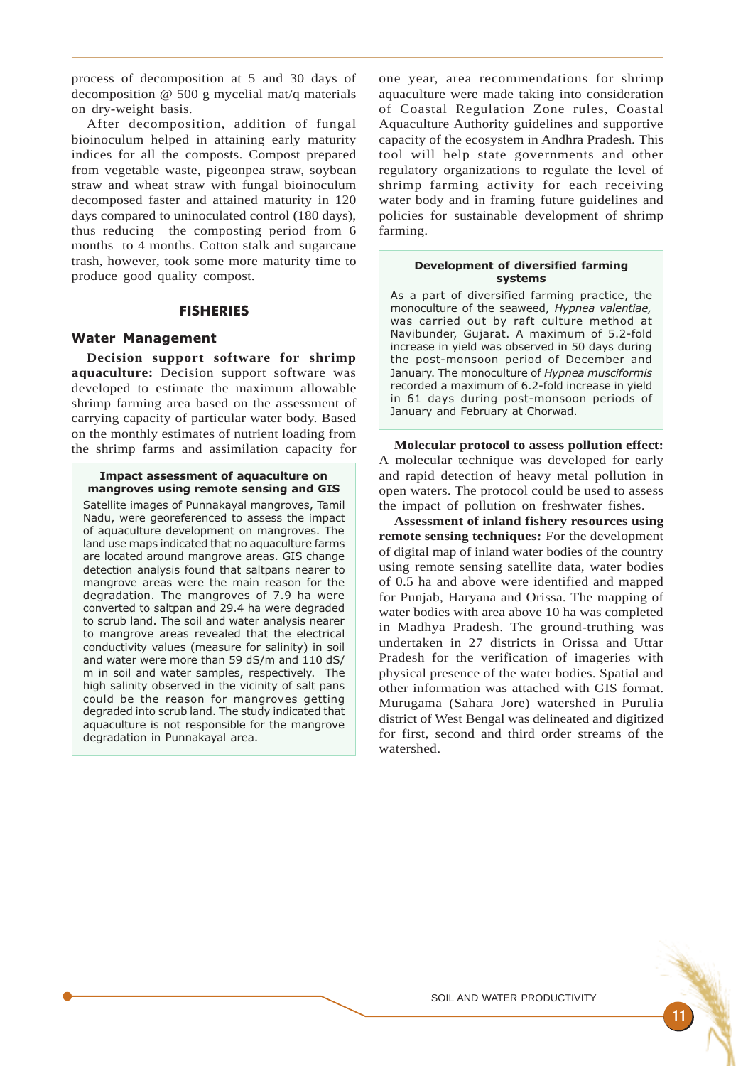process of decomposition at 5 and 30 days of decomposition @ 500 g mycelial mat/q materials on dry-weight basis.

After decomposition, addition of fungal bioinoculum helped in attaining early maturity indices for all the composts. Compost prepared from vegetable waste, pigeonpea straw, soybean straw and wheat straw with fungal bioinoculum decomposed faster and attained maturity in 120 days compared to uninoculated control (180 days), thus reducing the composting period from 6 months to 4 months. Cotton stalk and sugarcane trash, however, took some more maturity time to produce good quality compost.

## FISHERIES

### Water Management

**Decision support software for shrimp aquaculture:** Decision support software was developed to estimate the maximum allowable shrimp farming area based on the assessment of carrying capacity of particular water body. Based on the monthly estimates of nutrient loading from the shrimp farms and assimilation capacity for one year, area recommendations for shrimp aquaculture were made taking into consideration of Coastal Regulation Zone rules, Coastal Aquaculture Authority guidelines and supportive capacity of the ecosystem in Andhra Pradesh. This tool will help state governments and other regulatory organizations to regulate the level of shrimp farming activity for each receiving water body and in framing future guidelines and policies for sustainable development of shrimp farming.

**Impact assessment of aquaculture on mangroves using remote sensing and GIS**

Satellite images of Punnakayal mangroves, Tamil Nadu, were georeferenced to assess the impact of aquaculture development on mangroves. The land use maps indicated that no aquaculture farms are located around mangrove areas. GIS change detection analysis found that saltpans nearer to mangrove areas were the main reason for the degradation. The mangroves of 7.9 ha were converted to saltpan and 29.4 ha were degraded to scrub land. The soil and water analysis nearer to mangrove areas revealed that the electrical conductivity values (measure for salinity) in soil and water were more than 59 dS/m and 110 dS/m in soil and water samples, respectively. The high salinity observed in the vicinity of salt pans could be the reason for mangroves getting degraded into scrub land. The study indicated that aquaculture is not responsible for the mangrove degradation in Punnakayal area.

**Development of diversified farming systems**

As a part of diversified farming practice, the monoculture of the seaweed, *Hypnea valentiae,* was carried out by raft culture method at Navibunder, Gujarat. A maximum of 5.2-fold increase in yield was observed in 50 days during the post-monsoon period of December and January. The monoculture of *Hypnea musciformis* recorded a maximum of 6.2-fold increase in yield in 61 days during post-monsoon periods of January and February at Chorwad.

**Molecular protocol to assess pollution effect:** A molecular technique was developed for early and rapid detection of heavy metal pollution in open waters. The protocol could be used to assess the impact of pollution on freshwater fishes.

**Assessment of inland fishery resources using remote sensing techniques:** For the development of digital map of inland water bodies of the country using remote sensing satellite data, water bodies of 0.5 ha and above were identified and mapped for Punjab, Haryana and Orissa. The mapping of water bodies with area above 10 ha was completed in Madhya Pradesh. The ground-truthing was undertaken in 27 districts in Orissa and Uttar Pradesh for the verification of imageries with physical presence of the water bodies. Spatial and other information was attached with GIS format. Murugama (Sahara Jore) watershed in Purulia district of West Bengal was delineated and digitized for first, second and third order streams of the watershed.